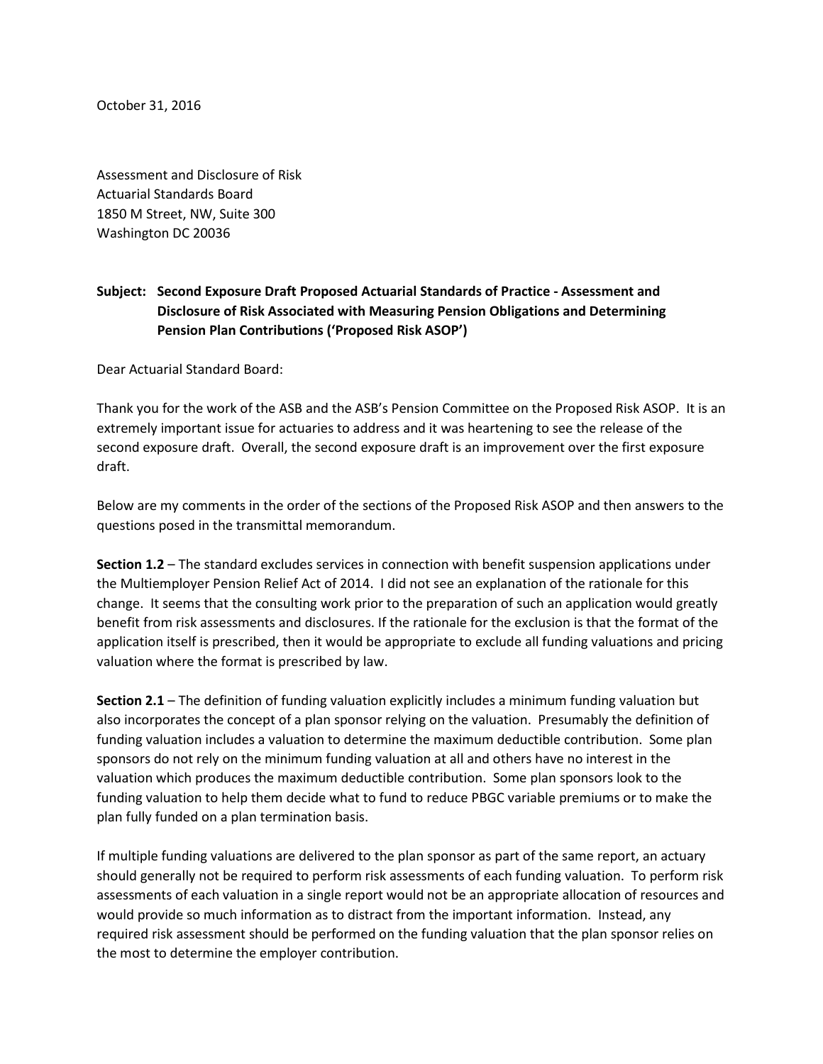October 31, 2016

Assessment and Disclosure of Risk
Actuarial Standards Board
1850 M Street, NW, Suite 300
Washington DC 20036

**Subject: Second Exposure Draft Proposed Actuarial Standards of Practice - Assessment and Disclosure of Risk Associated with Measuring Pension Obligations and Determining Pension Plan Contributions ('Proposed Risk ASOP')**

Dear Actuarial Standard Board:

Thank you for the work of the ASB and the ASB's Pension Committee on the Proposed Risk ASOP. It is an extremely important issue for actuaries to address and it was heartening to see the release of the second exposure draft. Overall, the second exposure draft is an improvement over the first exposure draft.

Below are my comments in the order of the sections of the Proposed Risk ASOP and then answers to the questions posed in the transmittal memorandum.

**Section 1.2** – The standard excludes services in connection with benefit suspension applications under the Multiemployer Pension Relief Act of 2014. I did not see an explanation of the rationale for this change. It seems that the consulting work prior to the preparation of such an application would greatly benefit from risk assessments and disclosures. If the rationale for the exclusion is that the format of the application itself is prescribed, then it would be appropriate to exclude all funding valuations and pricing valuation where the format is prescribed by law.

**Section 2.1** – The definition of funding valuation explicitly includes a minimum funding valuation but also incorporates the concept of a plan sponsor relying on the valuation. Presumably the definition of funding valuation includes a valuation to determine the maximum deductible contribution. Some plan sponsors do not rely on the minimum funding valuation at all and others have no interest in the valuation which produces the maximum deductible contribution. Some plan sponsors look to the funding valuation to help them decide what to fund to reduce PBGC variable premiums or to make the plan fully funded on a plan termination basis.

If multiple funding valuations are delivered to the plan sponsor as part of the same report, an actuary should generally not be required to perform risk assessments of each funding valuation. To perform risk assessments of each valuation in a single report would not be an appropriate allocation of resources and would provide so much information as to distract from the important information. Instead, any required risk assessment should be performed on the funding valuation that the plan sponsor relies on the most to determine the employer contribution.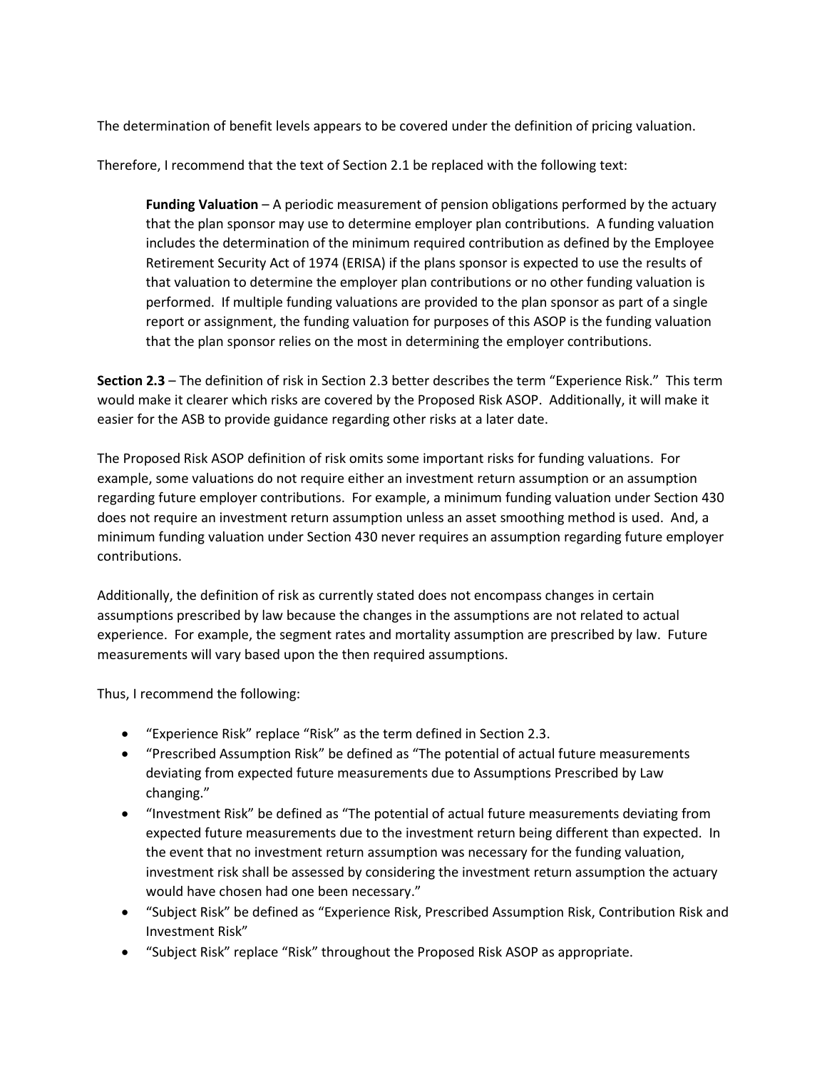The determination of benefit levels appears to be covered under the definition of pricing valuation.

Therefore, I recommend that the text of Section 2.1 be replaced with the following text:

> **Funding Valuation** – A periodic measurement of pension obligations performed by the actuary that the plan sponsor may use to determine employer plan contributions. A funding valuation includes the determination of the minimum required contribution as defined by the Employee Retirement Security Act of 1974 (ERISA) if the plans sponsor is expected to use the results of that valuation to determine the employer plan contributions or no other funding valuation is performed. If multiple funding valuations are provided to the plan sponsor as part of a single report or assignment, the funding valuation for purposes of this ASOP is the funding valuation that the plan sponsor relies on the most in determining the employer contributions.

**Section 2.3** – The definition of risk in Section 2.3 better describes the term "Experience Risk." This term would make it clearer which risks are covered by the Proposed Risk ASOP. Additionally, it will make it easier for the ASB to provide guidance regarding other risks at a later date.

The Proposed Risk ASOP definition of risk omits some important risks for funding valuations. For example, some valuations do not require either an investment return assumption or an assumption regarding future employer contributions. For example, a minimum funding valuation under Section 430 does not require an investment return assumption unless an asset smoothing method is used. And, a minimum funding valuation under Section 430 never requires an assumption regarding future employer contributions.

Additionally, the definition of risk as currently stated does not encompass changes in certain assumptions prescribed by law because the changes in the assumptions are not related to actual experience. For example, the segment rates and mortality assumption are prescribed by law. Future measurements will vary based upon the then required assumptions.

Thus, I recommend the following:

- "Experience Risk" replace "Risk" as the term defined in Section 2.3.
- "Prescribed Assumption Risk" be defined as "The potential of actual future measurements deviating from expected future measurements due to Assumptions Prescribed by Law changing."
- "Investment Risk" be defined as "The potential of actual future measurements deviating from expected future measurements due to the investment return being different than expected. In the event that no investment return assumption was necessary for the funding valuation, investment risk shall be assessed by considering the investment return assumption the actuary would have chosen had one been necessary."
- "Subject Risk" be defined as "Experience Risk, Prescribed Assumption Risk, Contribution Risk and Investment Risk"
- "Subject Risk" replace "Risk" throughout the Proposed Risk ASOP as appropriate.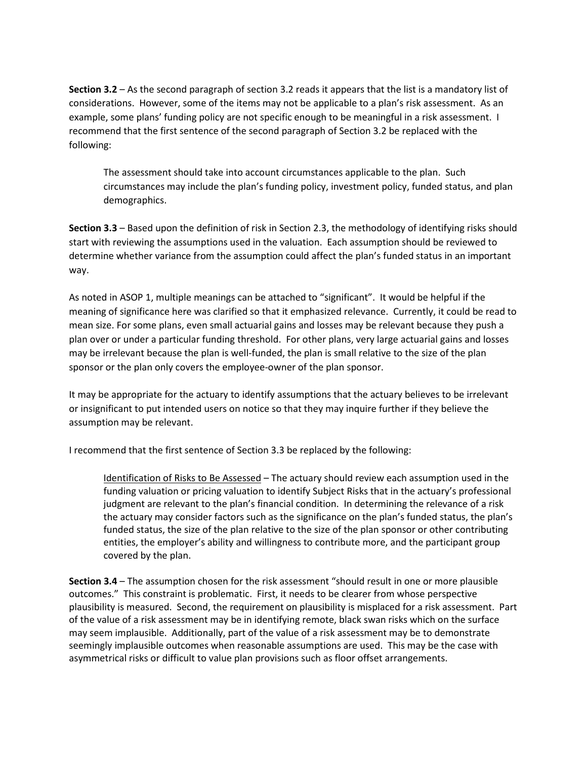**Section 3.2** – As the second paragraph of section 3.2 reads it appears that the list is a mandatory list of considerations. However, some of the items may not be applicable to a plan's risk assessment. As an example, some plans' funding policy are not specific enough to be meaningful in a risk assessment. I recommend that the first sentence of the second paragraph of Section 3.2 be replaced with the following:

> The assessment should take into account circumstances applicable to the plan. Such circumstances may include the plan's funding policy, investment policy, funded status, and plan demographics.

**Section 3.3** – Based upon the definition of risk in Section 2.3, the methodology of identifying risks should start with reviewing the assumptions used in the valuation. Each assumption should be reviewed to determine whether variance from the assumption could affect the plan's funded status in an important way.

As noted in ASOP 1, multiple meanings can be attached to "significant". It would be helpful if the meaning of significance here was clarified so that it emphasized relevance. Currently, it could be read to mean size. For some plans, even small actuarial gains and losses may be relevant because they push a plan over or under a particular funding threshold. For other plans, very large actuarial gains and losses may be irrelevant because the plan is well-funded, the plan is small relative to the size of the plan sponsor or the plan only covers the employee-owner of the plan sponsor.

It may be appropriate for the actuary to identify assumptions that the actuary believes to be irrelevant or insignificant to put intended users on notice so that they may inquire further if they believe the assumption may be relevant.

I recommend that the first sentence of Section 3.3 be replaced by the following:

> <u>Identification of Risks to Be Assessed</u> – The actuary should review each assumption used in the funding valuation or pricing valuation to identify Subject Risks that in the actuary's professional judgment are relevant to the plan's financial condition. In determining the relevance of a risk the actuary may consider factors such as the significance on the plan's funded status, the plan's funded status, the size of the plan relative to the size of the plan sponsor or other contributing entities, the employer's ability and willingness to contribute more, and the participant group covered by the plan.

**Section 3.4** – The assumption chosen for the risk assessment "should result in one or more plausible outcomes." This constraint is problematic. First, it needs to be clearer from whose perspective plausibility is measured. Second, the requirement on plausibility is misplaced for a risk assessment. Part of the value of a risk assessment may be in identifying remote, black swan risks which on the surface may seem implausible. Additionally, part of the value of a risk assessment may be to demonstrate seemingly implausible outcomes when reasonable assumptions are used. This may be the case with asymmetrical risks or difficult to value plan provisions such as floor offset arrangements.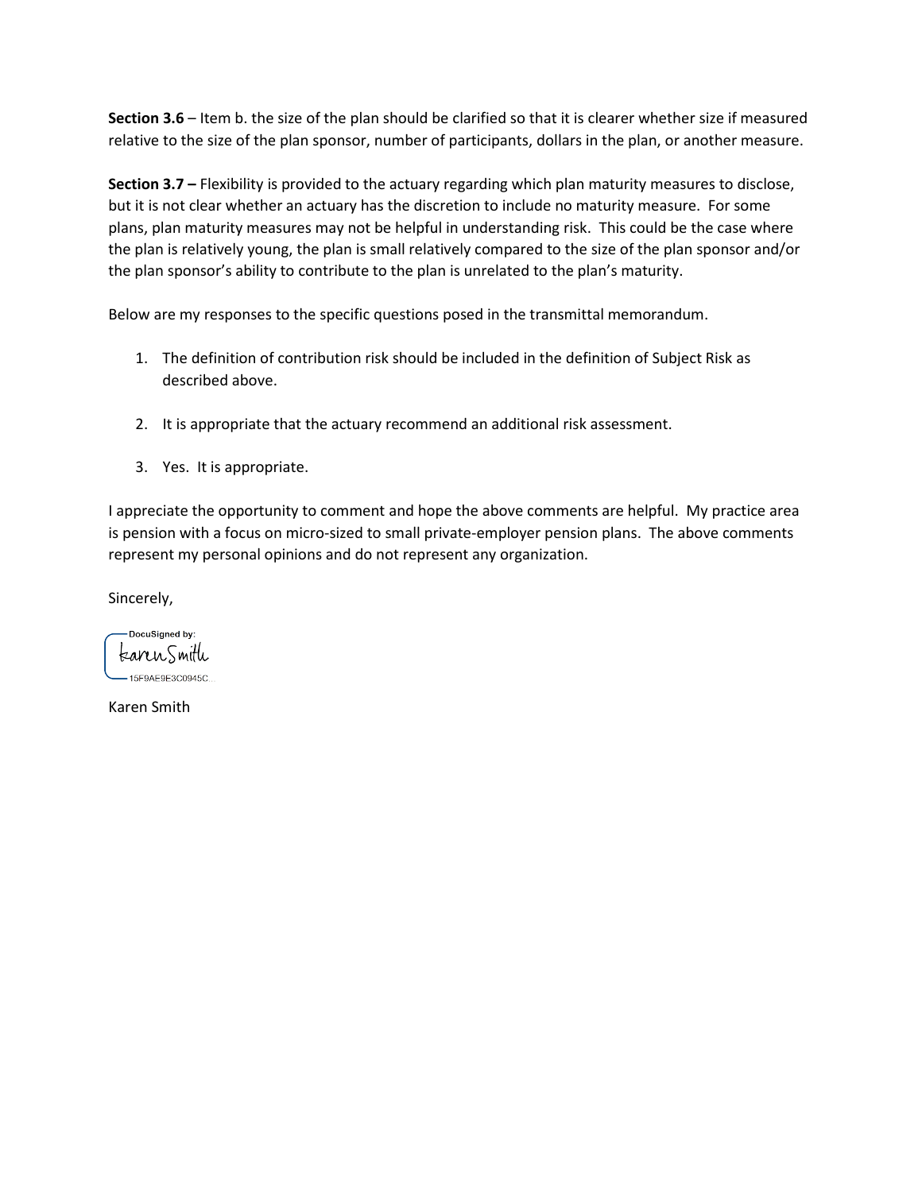**Section 3.6** – Item b. the size of the plan should be clarified so that it is clearer whether size if measured relative to the size of the plan sponsor, number of participants, dollars in the plan, or another measure.

**Section 3.7 –** Flexibility is provided to the actuary regarding which plan maturity measures to disclose, but it is not clear whether an actuary has the discretion to include no maturity measure. For some plans, plan maturity measures may not be helpful in understanding risk. This could be the case where the plan is relatively young, the plan is small relatively compared to the size of the plan sponsor and/or the plan sponsor's ability to contribute to the plan is unrelated to the plan's maturity.

Below are my responses to the specific questions posed in the transmittal memorandum.

1. The definition of contribution risk should be included in the definition of Subject Risk as described above.

2. It is appropriate that the actuary recommend an additional risk assessment.

3. Yes. It is appropriate.

I appreciate the opportunity to comment and hope the above comments are helpful. My practice area is pension with a focus on micro-sized to small private-employer pension plans. The above comments represent my personal opinions and do not represent any organization.

Sincerely,

DocuSigned by:
Karen Smith
15F9AE9E3C0945C...

Karen Smith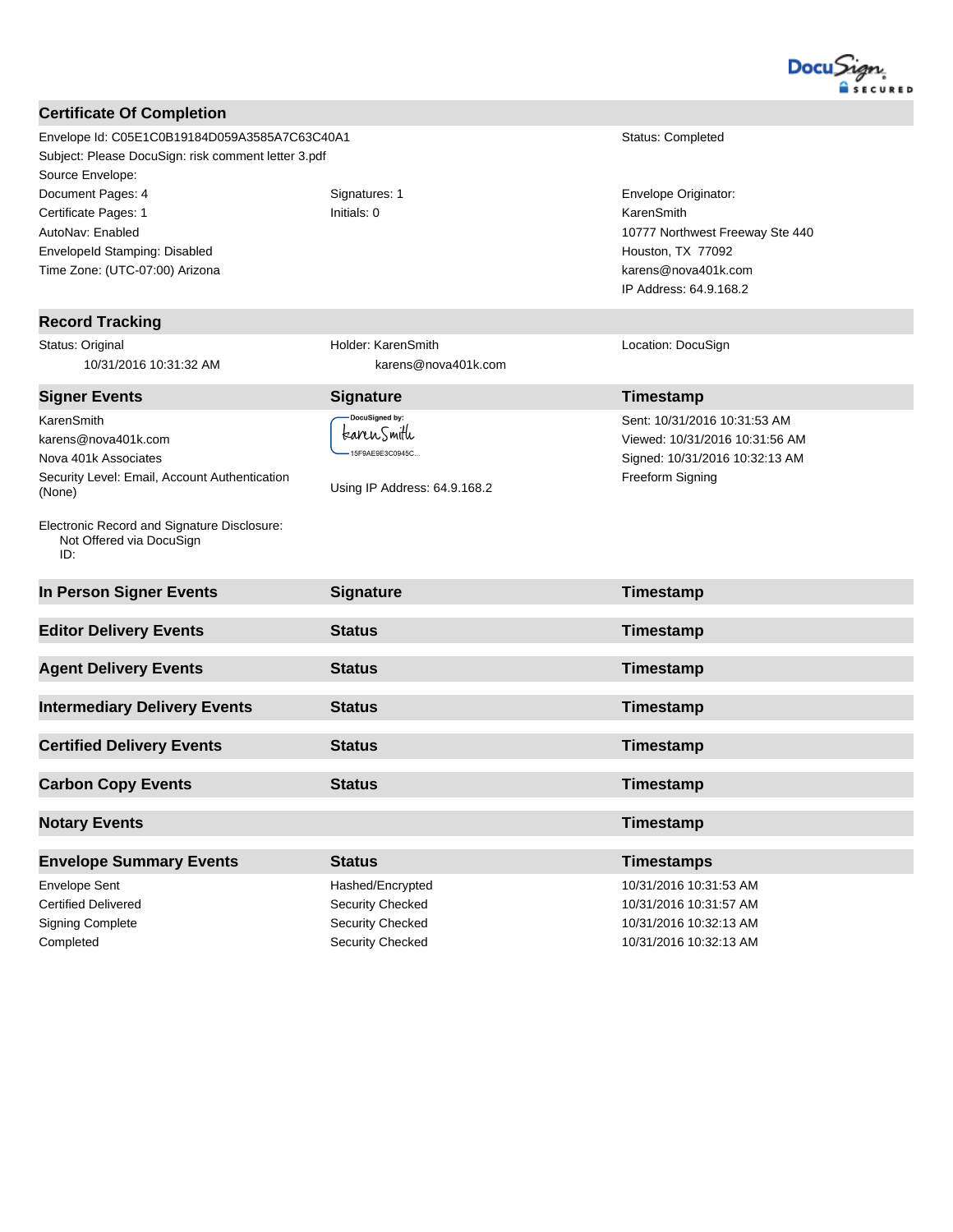DocuSign SECURED

## Certificate Of Completion

| | | |
|---|---|---|
| Envelope Id: C05E1C0B19184D059A3585A7C63C40A1 | | Status: Completed |
| Subject: Please DocuSign: risk comment letter 3.pdf | | |
| Source Envelope: | | |
| Document Pages: 4 | Signatures: 1 | Envelope Originator: |
| Certificate Pages: 1 | Initials: 0 | KarenSmith |
| AutoNav: Enabled | | 10777 Northwest Freeway Ste 440 |
| EnvelopeId Stamping: Disabled | | Houston, TX 77092 |
| Time Zone: (UTC-07:00) Arizona | | karens@nova401k.com |
| | | IP Address: 64.9.168.2 |

## Record Tracking

| | | |
|---|---|---|
| Status: Original<br>10/31/2016 10:31:32 AM | Holder: KarenSmith<br>karens@nova401k.com | Location: DocuSign |

| Signer Events | Signature | Timestamp |
|---|---|---|
| KarenSmith<br>karens@nova401k.com<br>Nova 401k Associates<br>Security Level: Email, Account Authentication (None) | DocuSigned by:<br>karenSmith<br>15F9AE9E3C0945C...<br><br>Using IP Address: 64.9.168.2 | Sent: 10/31/2016 10:31:53 AM<br>Viewed: 10/31/2016 10:31:56 AM<br>Signed: 10/31/2016 10:32:13 AM<br>Freeform Signing |
| Electronic Record and Signature Disclosure:<br>Not Offered via DocuSign<br>ID: | | |

| In Person Signer Events | Signature | Timestamp |
|---|---|---|

| Editor Delivery Events | Status | Timestamp |
|---|---|---|

| Agent Delivery Events | Status | Timestamp |
|---|---|---|

| Intermediary Delivery Events | Status | Timestamp |
|---|---|---|

| Certified Delivery Events | Status | Timestamp |
|---|---|---|

| Carbon Copy Events | Status | Timestamp |
|---|---|---|

| Notary Events | | Timestamp |
|---|---|---|

| Envelope Summary Events | Status | Timestamps |
|---|---|---|
| Envelope Sent | Hashed/Encrypted | 10/31/2016 10:31:53 AM |
| Certified Delivered | Security Checked | 10/31/2016 10:31:57 AM |
| Signing Complete | Security Checked | 10/31/2016 10:32:13 AM |
| Completed | Security Checked | 10/31/2016 10:32:13 AM |